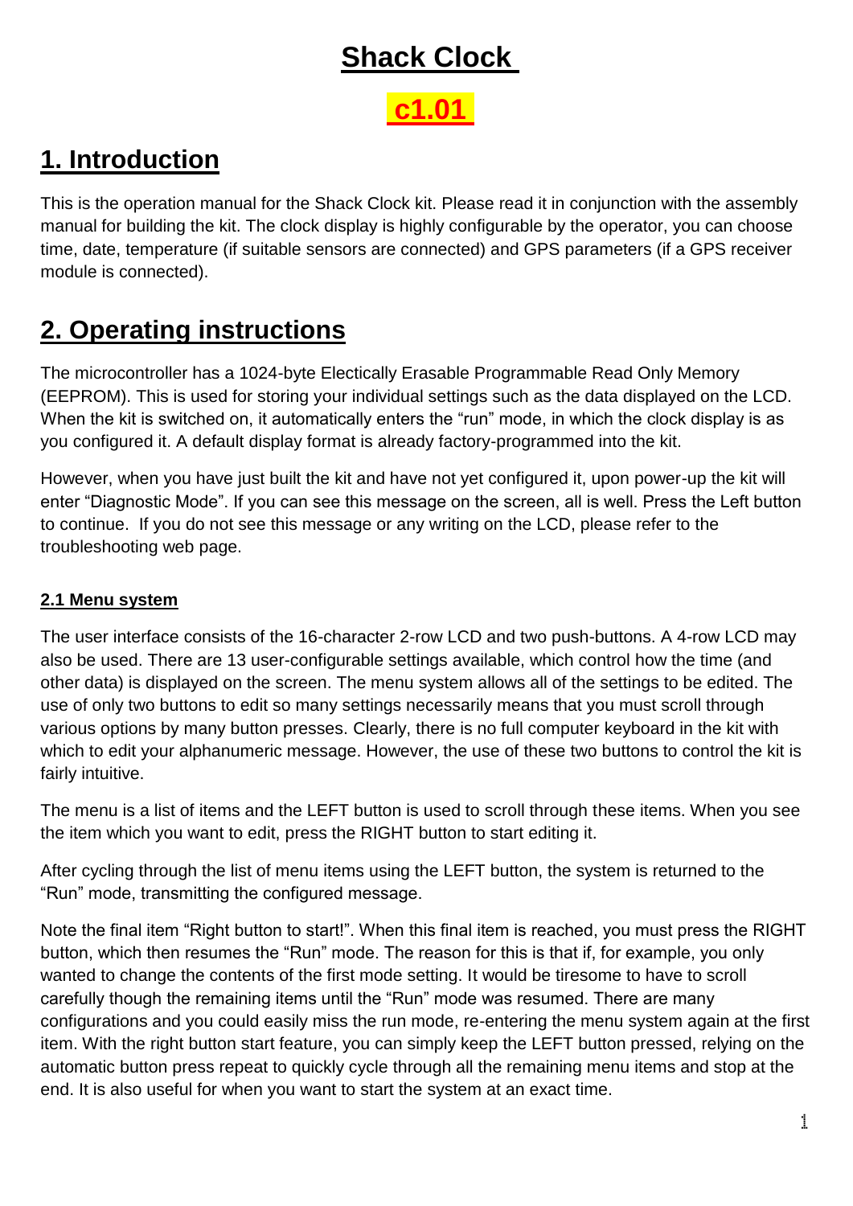# Shack Clock

## c1.01

## 1. Introduction

This is the operation manual for the Shack Clock kit. Please read it in conjunction with the assembly manual for building the kit. The clock display is highly configurable by the operator, you can choose time, date, temperature (if suitable sensors are connected) and GPS parameters (if a GPS receiver module is connected).

## 2. Operating instructions

The microcontroller has a 1024-byte Electically Erasable Programmable Read Only Memory (EEPROM). This is used for storing your individual settings such as the data displayed on the LCD. When the kit is switched on, it automatically enters the "run" mode, in which the clock display is as you configured it. A default display format is already factory-programmed into the kit.

However, when you have just built the kit and have not yet configured it, upon power-up the kit will enter "Diagnostic Mode". If you can see this message on the screen, all is well. Press the Left button to continue. If you do not see this message or any writing on the LCD, please refer to the troubleshooting web page.

### 2.1 Menu system

The user interface consists of the 16-character 2-row LCD and two push-buttons. A 4-row LCD may also be used. There are 13 user-configurable settings available, which control how the time (and other data) is displayed on the screen. The menu system allows all of the settings to be edited. The use of only two buttons to edit so many settings necessarily means that you must scroll through various options by many button presses. Clearly, there is no full computer keyboard in the kit with which to edit your alphanumeric message. However, the use of these two buttons to control the kit is fairly intuitive.

The menu is a list of items and the LEFT button is used to scroll through these items. When you see the item which you want to edit, press the RIGHT button to start editing it.

After cycling through the list of menu items using the LEFT button, the system is returned to the "Run" mode, transmitting the configured message.

Note the final item "Right button to start!". When this final item is reached, you must press the RIGHT button, which then resumes the "Run" mode. The reason for this is that if, for example, you only wanted to change the contents of the first mode setting. It would be tiresome to have to scroll carefully though the remaining items until the "Run" mode was resumed. There are many configurations and you could easily miss the run mode, re-entering the menu system again at the first item. With the right button start feature, you can simply keep the LEFT button pressed, relying on the automatic button press repeat to quickly cycle through all the remaining menu items and stop at the end. It is also useful for when you want to start the system at an exact time.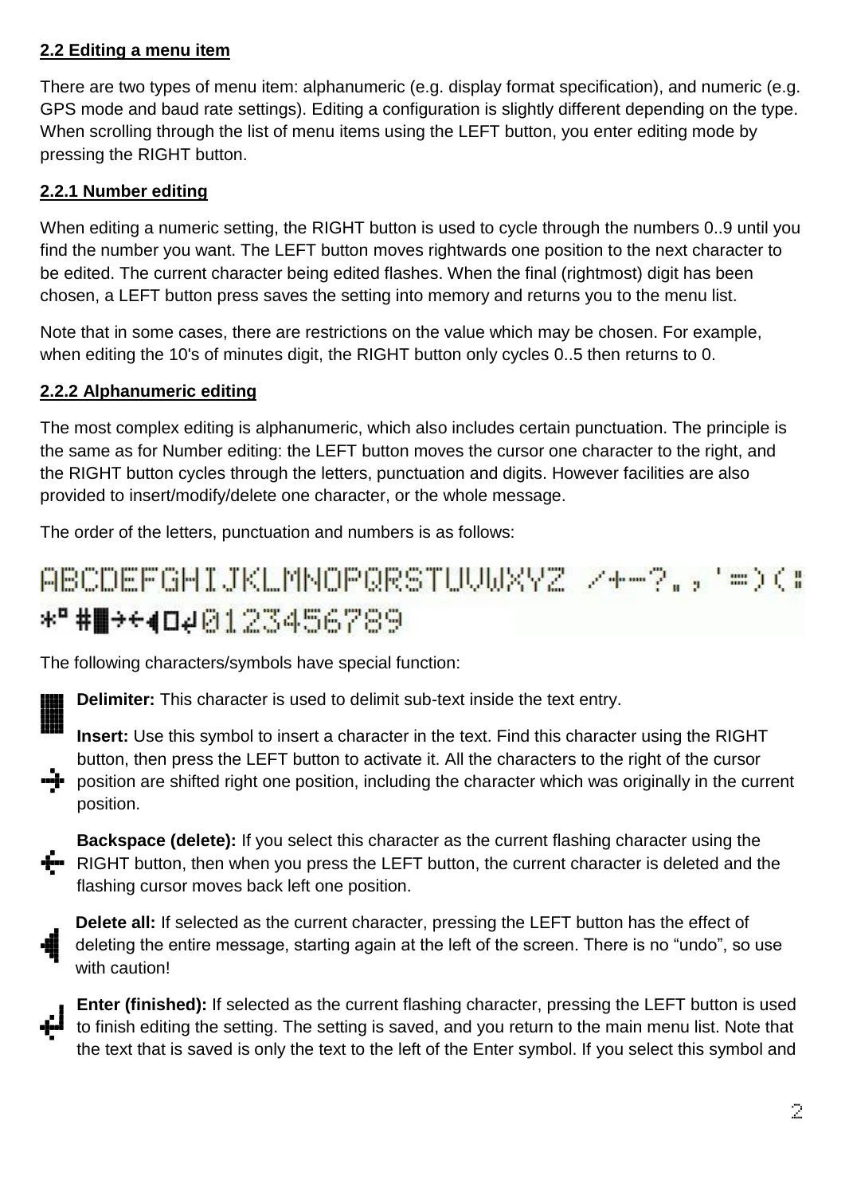### 2.2 Editing a menu item

There are two types of menu item: alphanumeric (e.g. display format specification), and numeric (e.g. GPS mode and baud rate settings). Editing a configuration is slightly different depending on the type. When scrolling through the list of menu items using the LEFT button, you enter editing mode by pressing the RIGHT button.

#### 2.2.1 Number editing

When editing a numeric setting, the RIGHT button is used to cycle through the numbers 0..9 until you find the number you want. The LEFT button moves rightwards one position to the next character to be edited. The current character being edited flashes. When the final (rightmost) digit has been chosen, a LEFT button press saves the setting into memory and returns you to the menu list.

Note that in some cases, there are restrictions on the value which may be chosen. For example, when editing the 10's of minutes digit, the RIGHT button only cycles 0..5 then returns to 0.

#### 2.2.2 Alphanumeric editing

The most complex editing is alphanumeric, which also includes certain punctuation. The principle is the same as for Number editing: the LEFT button moves the cursor one character to the right, and the RIGHT button cycles through the letters, punctuation and digits. However facilities are also provided to insert/modify/delete one character, or the whole message.

The order of the letters, punctuation and numbers is as follows:

ABCDEFGHIJKLMNOPQRSTUVWXYZ /+-?.,'=)(:
*º #█→←◀□↲0123456789

The following characters/symbols have special function:

**Delimiter:** This character is used to delimit sub-text inside the text entry.

**Insert:** Use this symbol to insert a character in the text. Find this character using the RIGHT button, then press the LEFT button to activate it. All the characters to the right of the cursor position are shifted right one position, including the character which was originally in the current position.

**Backspace (delete):** If you select this character as the current flashing character using the RIGHT button, then when you press the LEFT button, the current character is deleted and the flashing cursor moves back left one position.

**Delete all:** If selected as the current character, pressing the LEFT button has the effect of deleting the entire message, starting again at the left of the screen. There is no “undo”, so use with caution!

**Enter (finished):** If selected as the current flashing character, pressing the LEFT button is used to finish editing the setting. The setting is saved, and you return to the main menu list. Note that the text that is saved is only the text to the left of the Enter symbol. If you select this symbol and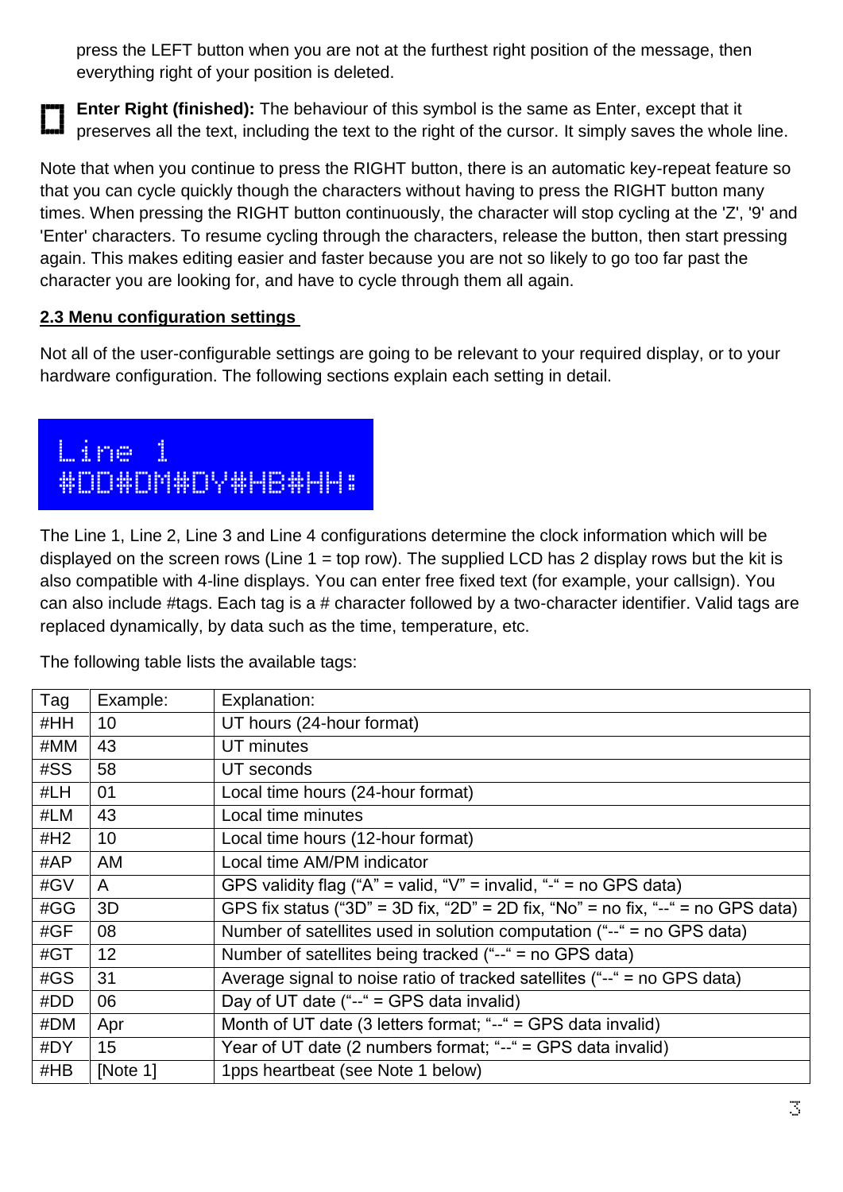press the LEFT button when you are not at the furthest right position of the message, then everything right of your position is deleted.

**Enter Right (finished):** The behaviour of this symbol is the same as Enter, except that it preserves all the text, including the text to the right of the cursor. It simply saves the whole line.

Note that when you continue to press the RIGHT button, there is an automatic key-repeat feature so that you can cycle quickly though the characters without having to press the RIGHT button many times. When pressing the RIGHT button continuously, the character will stop cycling at the 'Z', '9' and 'Enter' characters. To resume cycling through the characters, release the button, then start pressing again. This makes editing easier and faster because you are not so likely to go too far past the character you are looking for, and have to cycle through them all again.

## 2.3 Menu configuration settings

Not all of the user-configurable settings are going to be relevant to your required display, or to your hardware configuration. The following sections explain each setting in detail.

Line 1
#DD#DM#DY#HB#HH:

The Line 1, Line 2, Line 3 and Line 4 configurations determine the clock information which will be displayed on the screen rows (Line 1 = top row). The supplied LCD has 2 display rows but the kit is also compatible with 4-line displays. You can enter free fixed text (for example, your callsign). You can also include #tags. Each tag is a # character followed by a two-character identifier. Valid tags are replaced dynamically, by data such as the time, temperature, etc.

The following table lists the available tags:

| Tag | Example: | Explanation: |
|---|---|---|
| #HH | 10 | UT hours (24-hour format) |
| #MM | 43 | UT minutes |
| #SS | 58 | UT seconds |
| #LH | 01 | Local time hours (24-hour format) |
| #LM | 43 | Local time minutes |
| #H2 | 10 | Local time hours (12-hour format) |
| #AP | AM | Local time AM/PM indicator |
| #GV | A | GPS validity flag ("A" = valid, "V" = invalid, "-" = no GPS data) |
| #GG | 3D | GPS fix status ("3D" = 3D fix, "2D" = 2D fix, "No" = no fix, "--" = no GPS data) |
| #GF | 08 | Number of satellites used in solution computation ("--" = no GPS data) |
| #GT | 12 | Number of satellites being tracked ("--" = no GPS data) |
| #GS | 31 | Average signal to noise ratio of tracked satellites ("--" = no GPS data) |
| #DD | 06 | Day of UT date ("--" = GPS data invalid) |
| #DM | Apr | Month of UT date (3 letters format; "--" = GPS data invalid) |
| #DY | 15 | Year of UT date (2 numbers format; "--" = GPS data invalid) |
| #HB | [Note 1] | 1pps heartbeat (see Note 1 below) |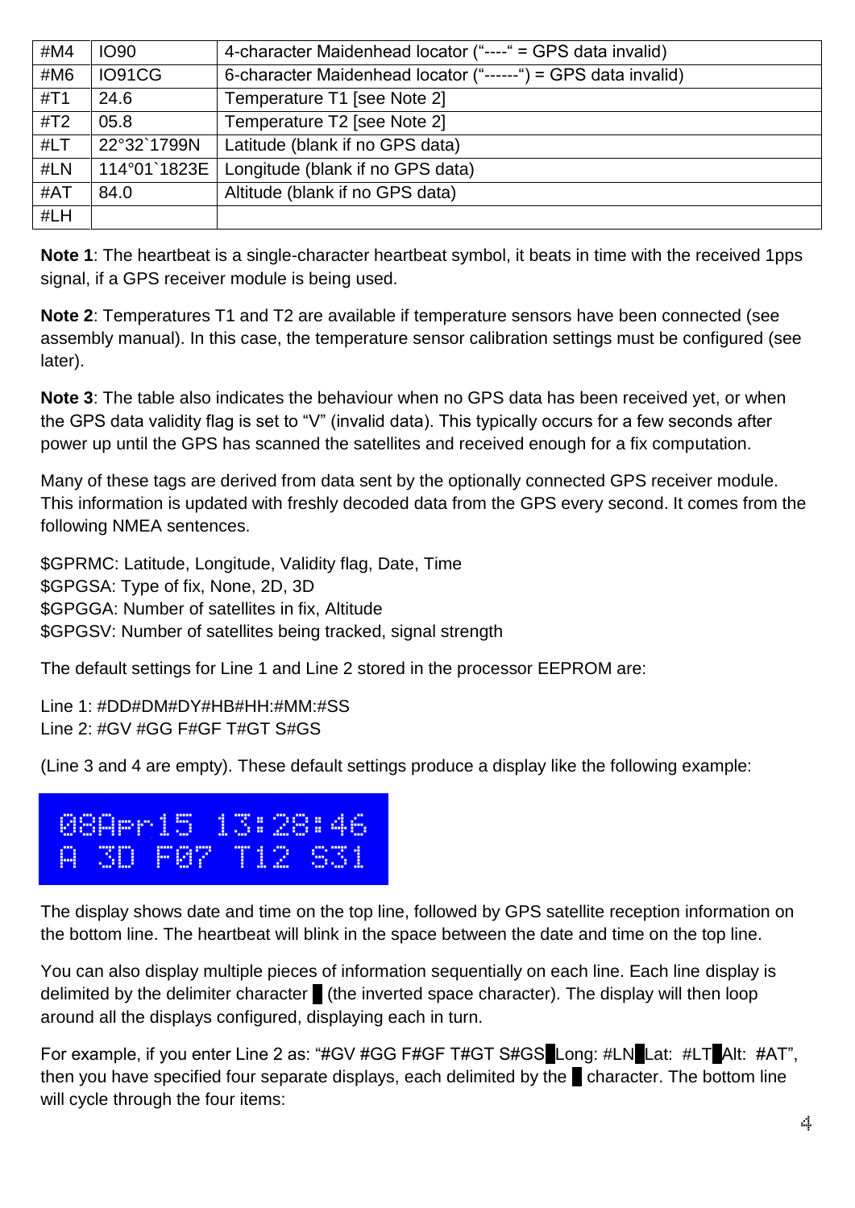| | | |
|---|---|---|
| #M4 | IO90 | 4-character Maidenhead locator ("----" = GPS data invalid) |
| #M6 | IO91CG | 6-character Maidenhead locator ("------") = GPS data invalid) |
| #T1 | 24.6 | Temperature T1 [see Note 2] |
| #T2 | 05.8 | Temperature T2 [see Note 2] |
| #LT | 22°32`1799N | Latitude (blank if no GPS data) |
| #LN | 114°01`1823E | Longitude (blank if no GPS data) |
| #AT | 84.0 | Altitude (blank if no GPS data) |
| #LH | | |

**Note 1**: The heartbeat is a single-character heartbeat symbol, it beats in time with the received 1pps signal, if a GPS receiver module is being used.

**Note 2**: Temperatures T1 and T2 are available if temperature sensors have been connected (see assembly manual). In this case, the temperature sensor calibration settings must be configured (see later).

**Note 3**: The table also indicates the behaviour when no GPS data has been received yet, or when the GPS data validity flag is set to "V" (invalid data). This typically occurs for a few seconds after power up until the GPS has scanned the satellites and received enough for a fix computation.

Many of these tags are derived from data sent by the optionally connected GPS receiver module. This information is updated with freshly decoded data from the GPS every second. It comes from the following NMEA sentences.

$GPRMC: Latitude, Longitude, Validity flag, Date, Time
$GPGSA: Type of fix, None, 2D, 3D
$GPGGA: Number of satellites in fix, Altitude
$GPGSV: Number of satellites being tracked, signal strength

The default settings for Line 1 and Line 2 stored in the processor EEPROM are:

Line 1: #DD#DM#DY#HB#HH:#MM:#SS
Line 2: #GV #GG F#GF T#GT S#GS

(Line 3 and 4 are empty). These default settings produce a display like the following example:

```
08Apr15 13:28:46
A 3D F07 T12 S31
```

The display shows date and time on the top line, followed by GPS satellite reception information on the bottom line. The heartbeat will blink in the space between the date and time on the top line.

You can also display multiple pieces of information sequentially on each line. Each line display is delimited by the delimiter character █ (the inverted space character). The display will then loop around all the displays configured, displaying each in turn.

For example, if you enter Line 2 as: "#GV #GG F#GF T#GT S#GS█Long: #LN█Lat: #LT█Alt: #AT", then you have specified four separate displays, each delimited by the █ character. The bottom line will cycle through the four items: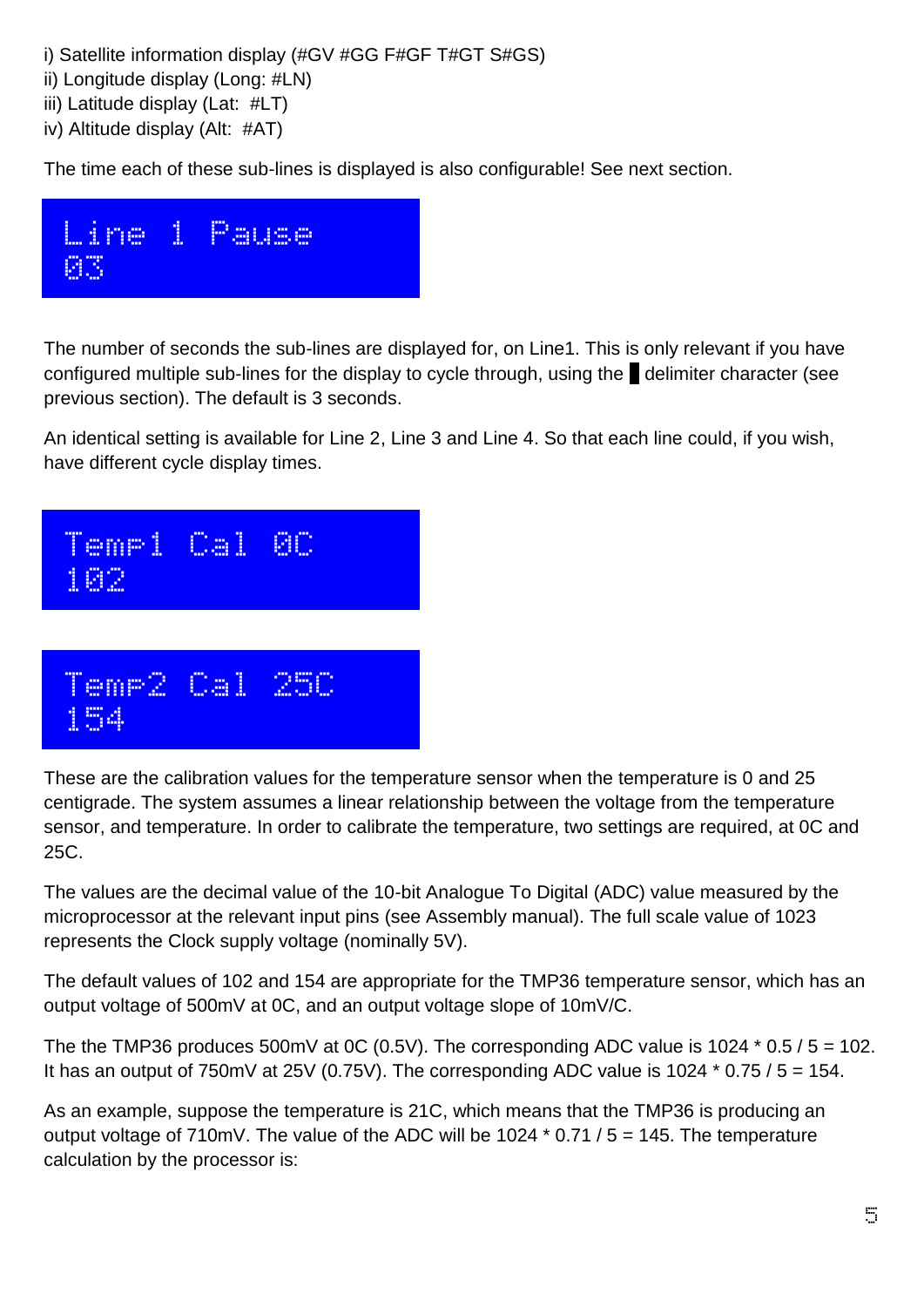i) Satellite information display (#GV #GG F#GF T#GT S#GS)
ii) Longitude display (Long: #LN)
iii) Latitude display (Lat:  #LT)
iv) Altitude display (Alt:  #AT)

The time each of these sub-lines is displayed is also configurable! See next section.

```
Line 1 Pause
03
```

The number of seconds the sub-lines are displayed for, on Line1. This is only relevant if you have configured multiple sub-lines for the display to cycle through, using the █ delimiter character (see previous section). The default is 3 seconds.

An identical setting is available for Line 2, Line 3 and Line 4. So that each line could, if you wish, have different cycle display times.

```
Temp1 Cal 0C
102
```

```
Temp2 Cal 25C
154
```

These are the calibration values for the temperature sensor when the temperature is 0 and 25 centigrade. The system assumes a linear relationship between the voltage from the temperature sensor, and temperature. In order to calibrate the temperature, two settings are required, at 0C and 25C.

The values are the decimal value of the 10-bit Analogue To Digital (ADC) value measured by the microprocessor at the relevant input pins (see Assembly manual). The full scale value of 1023 represents the Clock supply voltage (nominally 5V).

The default values of 102 and 154 are appropriate for the TMP36 temperature sensor, which has an output voltage of 500mV at 0C, and an output voltage slope of 10mV/C.

The the TMP36 produces 500mV at 0C (0.5V). The corresponding ADC value is 1024 * 0.5 / 5 = 102. It has an output of 750mV at 25V (0.75V). The corresponding ADC value is 1024 * 0.75 / 5 = 154.

As an example, suppose the temperature is 21C, which means that the TMP36 is producing an output voltage of 710mV. The value of the ADC will be 1024 * 0.71 / 5 = 145. The temperature calculation by the processor is: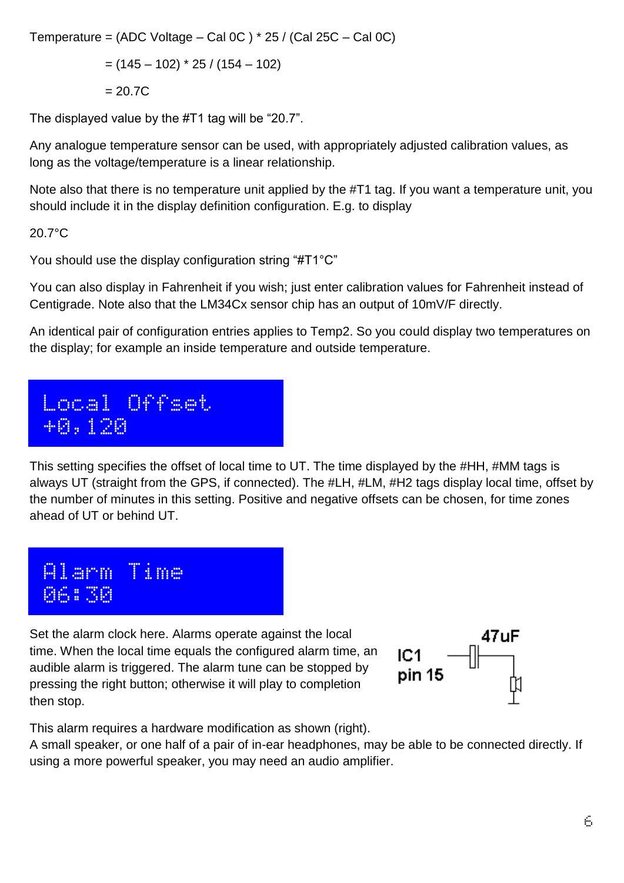Temperature = (ADC Voltage – Cal 0C ) * 25 / (Cal 25C – Cal 0C)

= (145 – 102) * 25 / (154 – 102)

= 20.7C

The displayed value by the #T1 tag will be “20.7”.

Any analogue temperature sensor can be used, with appropriately adjusted calibration values, as long as the voltage/temperature is a linear relationship.

Note also that there is no temperature unit applied by the #T1 tag. If you want a temperature unit, you should include it in the display definition configuration. E.g. to display

20.7°C

You should use the display configuration string “#T1°C”

You can also display in Fahrenheit if you wish; just enter calibration values for Fahrenheit instead of Centigrade. Note also that the LM34Cx sensor chip has an output of 10mV/F directly.

An identical pair of configuration entries applies to Temp2. So you could display two temperatures on the display; for example an inside temperature and outside temperature.

Local Offset
+0,120

This setting specifies the offset of local time to UT. The time displayed by the #HH, #MM tags is always UT (straight from the GPS, if connected). The #LH, #LM, #H2 tags display local time, offset by the number of minutes in this setting. Positive and negative offsets can be chosen, for time zones ahead of UT or behind UT.

Alarm Time
06:30

Set the alarm clock here. Alarms operate against the local time. When the local time equals the configured alarm time, an audible alarm is triggered. The alarm tune can be stopped by pressing the right button; otherwise it will play to completion then stop.

IC1
pin 15
47uF

This alarm requires a hardware modification as shown (right).
A small speaker, or one half of a pair of in-ear headphones, may be able to be connected directly. If using a more powerful speaker, you may need an audio amplifier.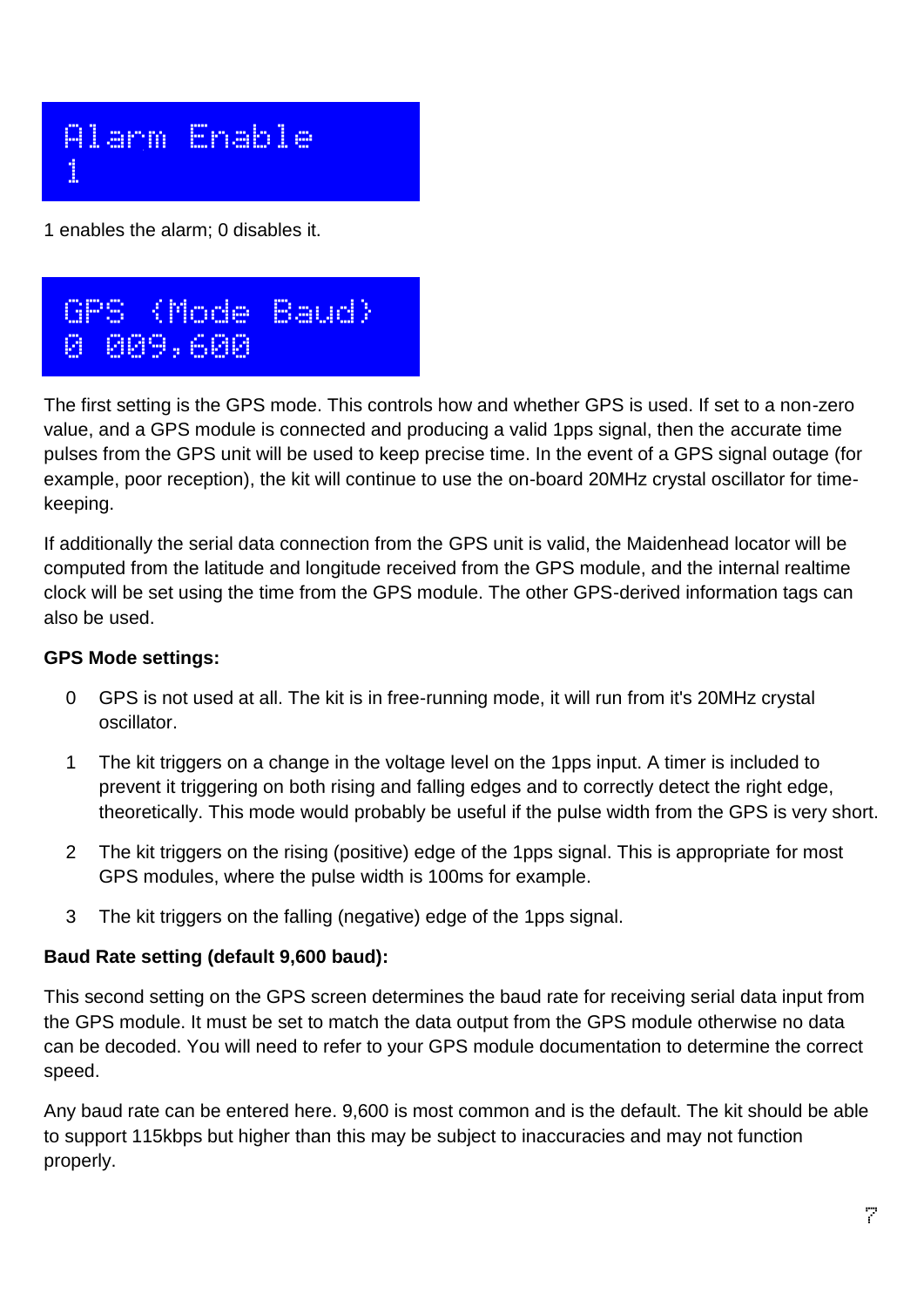```
Alarm Enable
1
```

1 enables the alarm; 0 disables it.

```
GPS {Mode Baud}
0 009,600
```

The first setting is the GPS mode. This controls how and whether GPS is used. If set to a non-zero value, and a GPS module is connected and producing a valid 1pps signal, then the accurate time pulses from the GPS unit will be used to keep precise time. In the event of a GPS signal outage (for example, poor reception), the kit will continue to use the on-board 20MHz crystal oscillator for time-keeping.

If additionally the serial data connection from the GPS unit is valid, the Maidenhead locator will be computed from the latitude and longitude received from the GPS module, and the internal realtime clock will be set using the time from the GPS module. The other GPS-derived information tags can also be used.

**GPS Mode settings:**

- 0 GPS is not used at all. The kit is in free-running mode, it will run from it's 20MHz crystal oscillator.
- 1 The kit triggers on a change in the voltage level on the 1pps input. A timer is included to prevent it triggering on both rising and falling edges and to correctly detect the right edge, theoretically. This mode would probably be useful if the pulse width from the GPS is very short.
- 2 The kit triggers on the rising (positive) edge of the 1pps signal. This is appropriate for most GPS modules, where the pulse width is 100ms for example.
- 3 The kit triggers on the falling (negative) edge of the 1pps signal.

**Baud Rate setting (default 9,600 baud):**

This second setting on the GPS screen determines the baud rate for receiving serial data input from the GPS module. It must be set to match the data output from the GPS module otherwise no data can be decoded. You will need to refer to your GPS module documentation to determine the correct speed.

Any baud rate can be entered here. 9,600 is most common and is the default. The kit should be able to support 115kbps but higher than this may be subject to inaccuracies and may not function properly.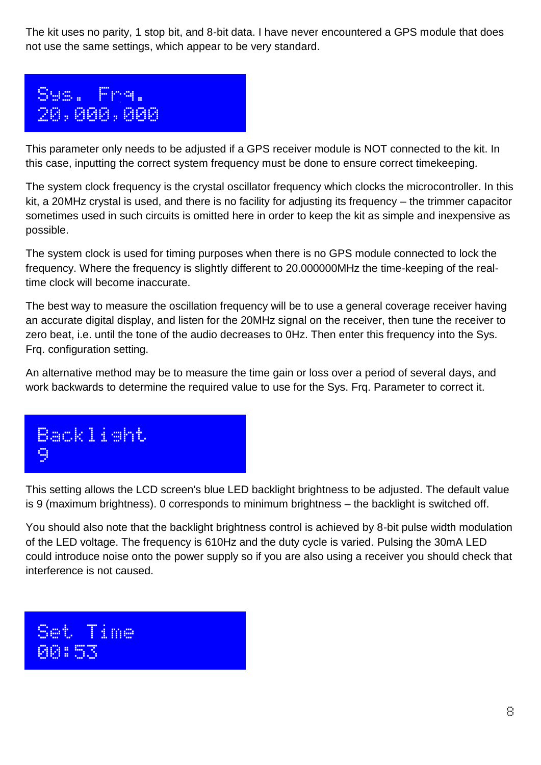The kit uses no parity, 1 stop bit, and 8-bit data. I have never encountered a GPS module that does not use the same settings, which appear to be very standard.

```
Sys. Frq.
20,000,000
```

This parameter only needs to be adjusted if a GPS receiver module is NOT connected to the kit. In this case, inputting the correct system frequency must be done to ensure correct timekeeping.

The system clock frequency is the crystal oscillator frequency which clocks the microcontroller. In this kit, a 20MHz crystal is used, and there is no facility for adjusting its frequency – the trimmer capacitor sometimes used in such circuits is omitted here in order to keep the kit as simple and inexpensive as possible.

The system clock is used for timing purposes when there is no GPS module connected to lock the frequency. Where the frequency is slightly different to 20.000000MHz the time-keeping of the real-time clock will become inaccurate.

The best way to measure the oscillation frequency will be to use a general coverage receiver having an accurate digital display, and listen for the 20MHz signal on the receiver, then tune the receiver to zero beat, i.e. until the tone of the audio decreases to 0Hz. Then enter this frequency into the Sys. Frq. configuration setting.

An alternative method may be to measure the time gain or loss over a period of several days, and work backwards to determine the required value to use for the Sys. Frq. Parameter to correct it.

```
Backlight
9
```

This setting allows the LCD screen's blue LED backlight brightness to be adjusted. The default value is 9 (maximum brightness). 0 corresponds to minimum brightness – the backlight is switched off.

You should also note that the backlight brightness control is achieved by 8-bit pulse width modulation of the LED voltage. The frequency is 610Hz and the duty cycle is varied. Pulsing the 30mA LED could introduce noise onto the power supply so if you are also using a receiver you should check that interference is not caused.

```
Set Time
00:53
```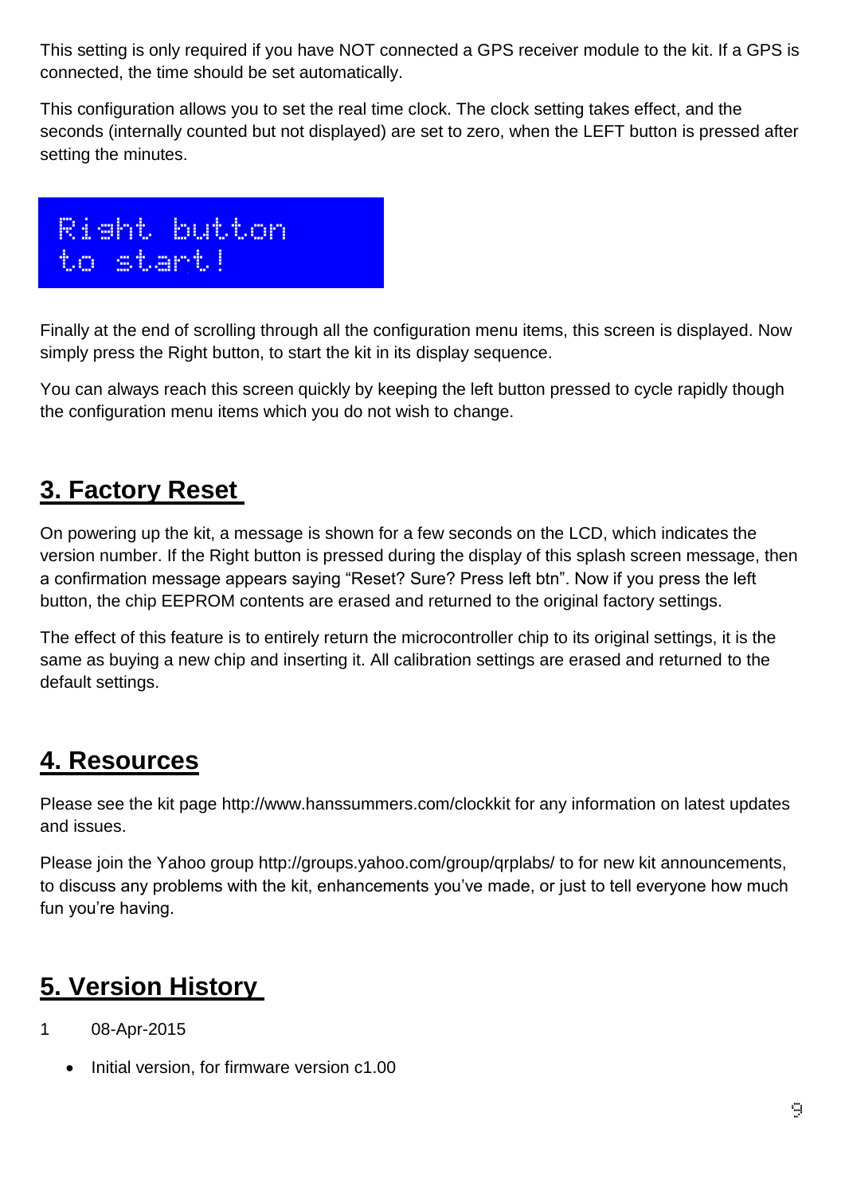This setting is only required if you have NOT connected a GPS receiver module to the kit. If a GPS is connected, the time should be set automatically.

This configuration allows you to set the real time clock. The clock setting takes effect, and the seconds (internally counted but not displayed) are set to zero, when the LEFT button is pressed after setting the minutes.

```
Right button
to start!
```

Finally at the end of scrolling through all the configuration menu items, this screen is displayed. Now simply press the Right button, to start the kit in its display sequence.

You can always reach this screen quickly by keeping the left button pressed to cycle rapidly though the configuration menu items which you do not wish to change.

## 3. Factory Reset

On powering up the kit, a message is shown for a few seconds on the LCD, which indicates the version number. If the Right button is pressed during the display of this splash screen message, then a confirmation message appears saying "Reset? Sure? Press left btn". Now if you press the left button, the chip EEPROM contents are erased and returned to the original factory settings.

The effect of this feature is to entirely return the microcontroller chip to its original settings, it is the same as buying a new chip and inserting it. All calibration settings are erased and returned to the default settings.

## 4. Resources

Please see the kit page http://www.hanssummers.com/clockkit for any information on latest updates and issues.

Please join the Yahoo group http://groups.yahoo.com/group/qrplabs/ to for new kit announcements, to discuss any problems with the kit, enhancements you've made, or just to tell everyone how much fun you're having.

## 5. Version History

1 08-Apr-2015

- Initial version, for firmware version c1.00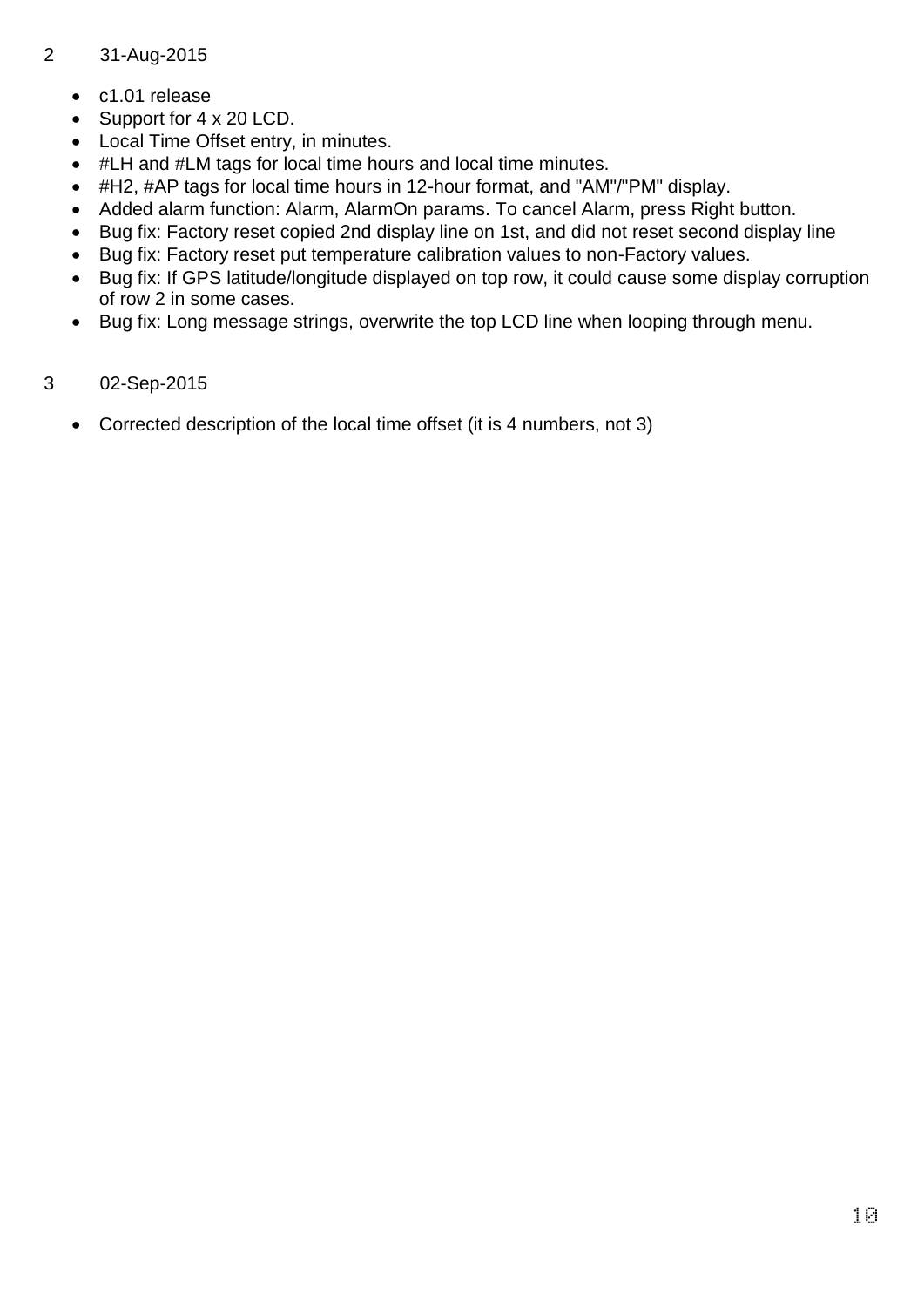2 31-Aug-2015

- c1.01 release
- Support for 4 x 20 LCD.
- Local Time Offset entry, in minutes.
- #LH and #LM tags for local time hours and local time minutes.
- #H2, #AP tags for local time hours in 12-hour format, and "AM"/"PM" display.
- Added alarm function: Alarm, AlarmOn params. To cancel Alarm, press Right button.
- Bug fix: Factory reset copied 2nd display line on 1st, and did not reset second display line
- Bug fix: Factory reset put temperature calibration values to non-Factory values.
- Bug fix: If GPS latitude/longitude displayed on top row, it could cause some display corruption of row 2 in some cases.
- Bug fix: Long message strings, overwrite the top LCD line when looping through menu.

3 02-Sep-2015

- Corrected description of the local time offset (it is 4 numbers, not 3)